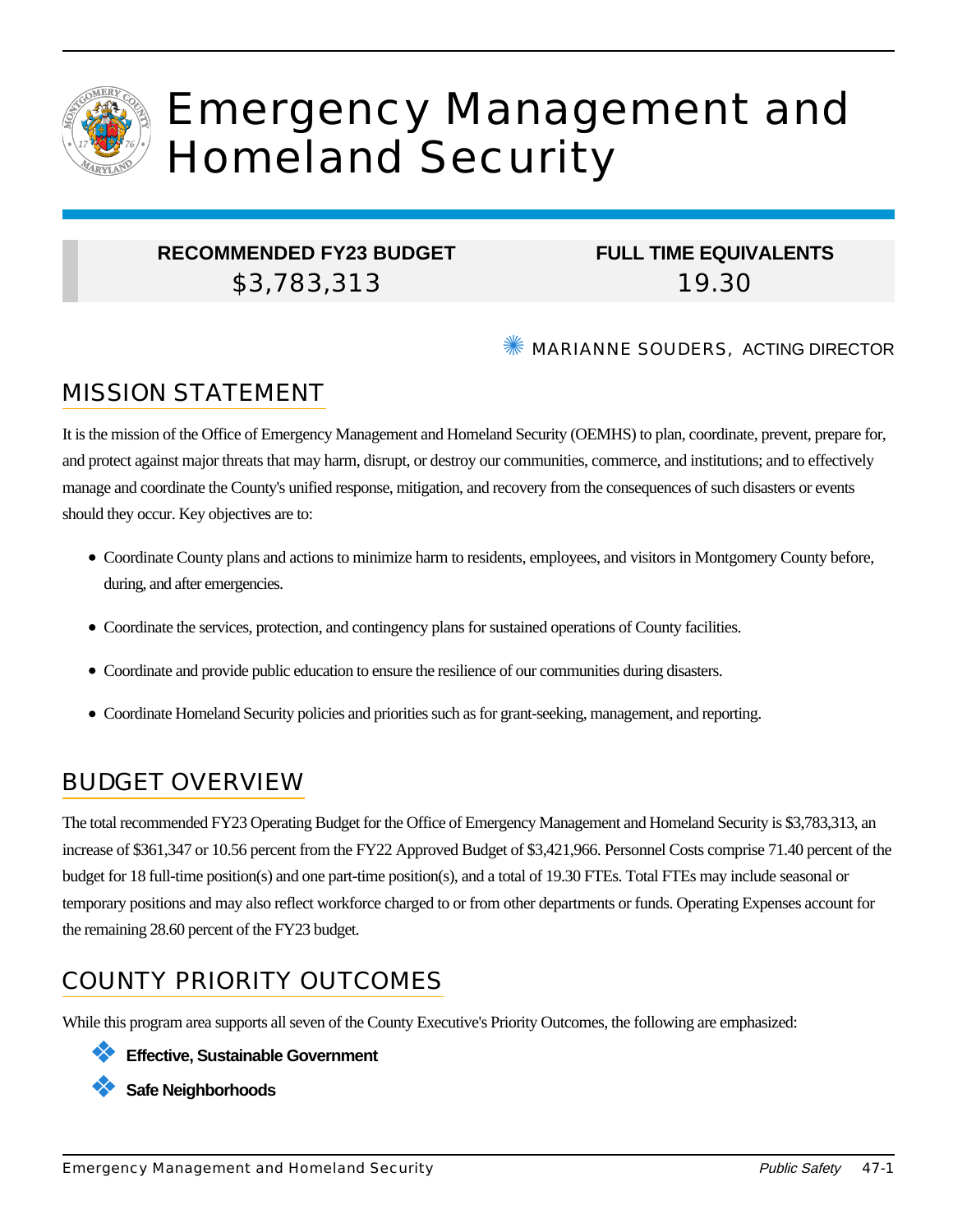# Emergency Management and Homeland Security

| RECOMMENDED FY23 BUDGET | FULL TIME EQUIVALENTS |
| --- | --- |
| $3,783,313 | 19.30 |

MARIANNE SOUDERS, ACTING DIRECTOR

## MISSION STATEMENT

It is the mission of the Office of Emergency Management and Homeland Security (OEMHS) to plan, coordinate, prevent, prepare for, and protect against major threats that may harm, disrupt, or destroy our communities, commerce, and institutions; and to effectively manage and coordinate the County's unified response, mitigation, and recovery from the consequences of such disasters or events should they occur. Key objectives are to:

- Coordinate County plans and actions to minimize harm to residents, employees, and visitors in Montgomery County before, during, and after emergencies.
- Coordinate the services, protection, and contingency plans for sustained operations of County facilities.
- Coordinate and provide public education to ensure the resilience of our communities during disasters.
- Coordinate Homeland Security policies and priorities such as for grant-seeking, management, and reporting.

## BUDGET OVERVIEW

The total recommended FY23 Operating Budget for the Office of Emergency Management and Homeland Security is $3,783,313, an increase of $361,347 or 10.56 percent from the FY22 Approved Budget of $3,421,966. Personnel Costs comprise 71.40 percent of the budget for 18 full-time position(s) and one part-time position(s), and a total of 19.30 FTEs. Total FTEs may include seasonal or temporary positions and may also reflect workforce charged to or from other departments or funds. Operating Expenses account for the remaining 28.60 percent of the FY23 budget.

## COUNTY PRIORITY OUTCOMES

While this program area supports all seven of the County Executive's Priority Outcomes, the following are emphasized:

- **Effective, Sustainable Government**
- **Safe Neighborhoods**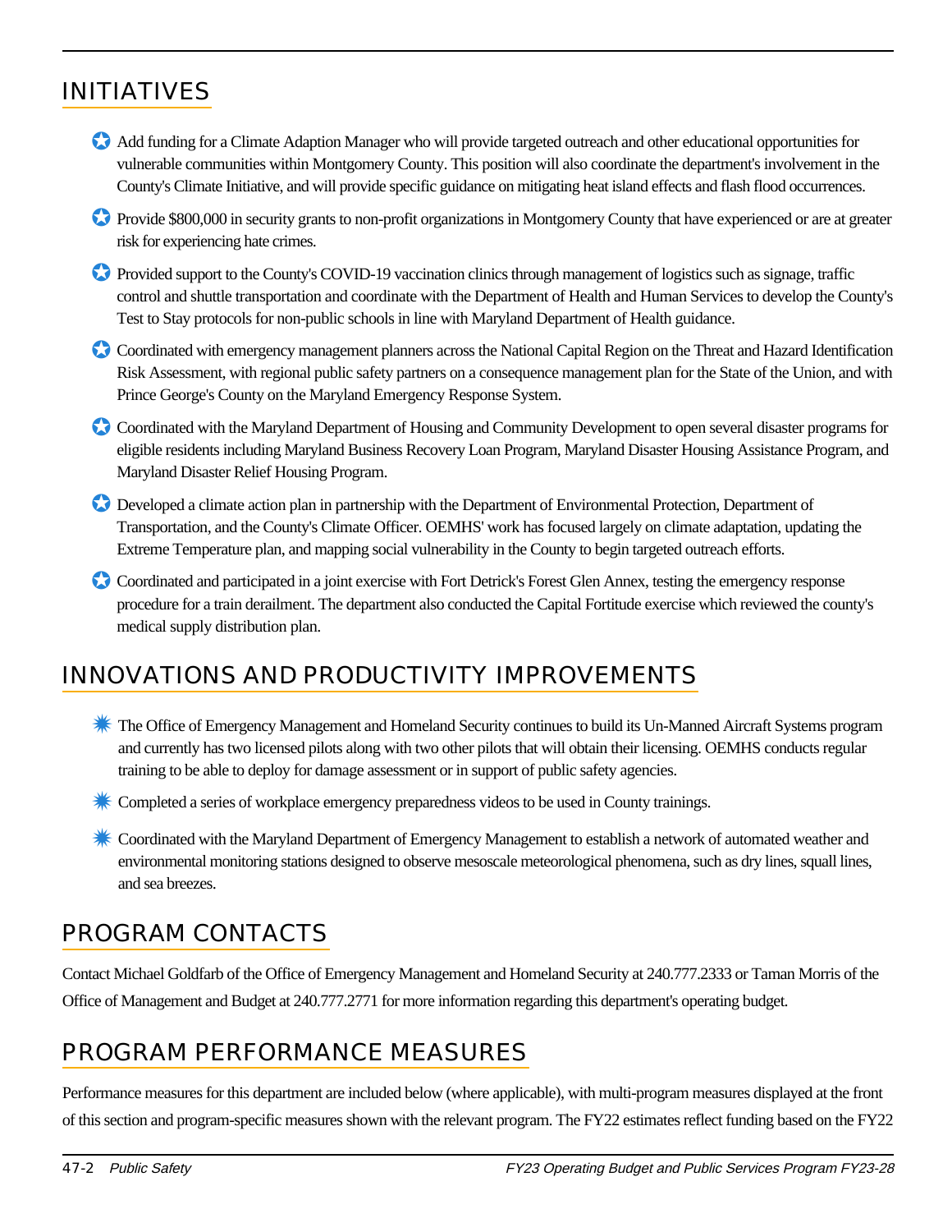## INITIATIVES

- Add funding for a Climate Adaption Manager who will provide targeted outreach and other educational opportunities for vulnerable communities within Montgomery County. This position will also coordinate the department's involvement in the County's Climate Initiative, and will provide specific guidance on mitigating heat island effects and flash flood occurrences.
- Provide $800,000 in security grants to non-profit organizations in Montgomery County that have experienced or are at greater risk for experiencing hate crimes.
- Provided support to the County's COVID-19 vaccination clinics through management of logistics such as signage, traffic control and shuttle transportation and coordinate with the Department of Health and Human Services to develop the County's Test to Stay protocols for non-public schools in line with Maryland Department of Health guidance.
- Coordinated with emergency management planners across the National Capital Region on the Threat and Hazard Identification Risk Assessment, with regional public safety partners on a consequence management plan for the State of the Union, and with Prince George's County on the Maryland Emergency Response System.
- Coordinated with the Maryland Department of Housing and Community Development to open several disaster programs for eligible residents including Maryland Business Recovery Loan Program, Maryland Disaster Housing Assistance Program, and Maryland Disaster Relief Housing Program.
- Developed a climate action plan in partnership with the Department of Environmental Protection, Department of Transportation, and the County's Climate Officer. OEMHS' work has focused largely on climate adaptation, updating the Extreme Temperature plan, and mapping social vulnerability in the County to begin targeted outreach efforts.
- Coordinated and participated in a joint exercise with Fort Detrick's Forest Glen Annex, testing the emergency response procedure for a train derailment. The department also conducted the Capital Fortitude exercise which reviewed the county's medical supply distribution plan.

## INNOVATIONS AND PRODUCTIVITY IMPROVEMENTS

- The Office of Emergency Management and Homeland Security continues to build its Un-Manned Aircraft Systems program and currently has two licensed pilots along with two other pilots that will obtain their licensing. OEMHS conducts regular training to be able to deploy for damage assessment or in support of public safety agencies.
- Completed a series of workplace emergency preparedness videos to be used in County trainings.
- Coordinated with the Maryland Department of Emergency Management to establish a network of automated weather and environmental monitoring stations designed to observe mesoscale meteorological phenomena, such as dry lines, squall lines, and sea breezes.

## PROGRAM CONTACTS

Contact Michael Goldfarb of the Office of Emergency Management and Homeland Security at 240.777.2333 or Taman Morris of the Office of Management and Budget at 240.777.2771 for more information regarding this department's operating budget.

## PROGRAM PERFORMANCE MEASURES

Performance measures for this department are included below (where applicable), with multi-program measures displayed at the front of this section and program-specific measures shown with the relevant program. The FY22 estimates reflect funding based on the FY22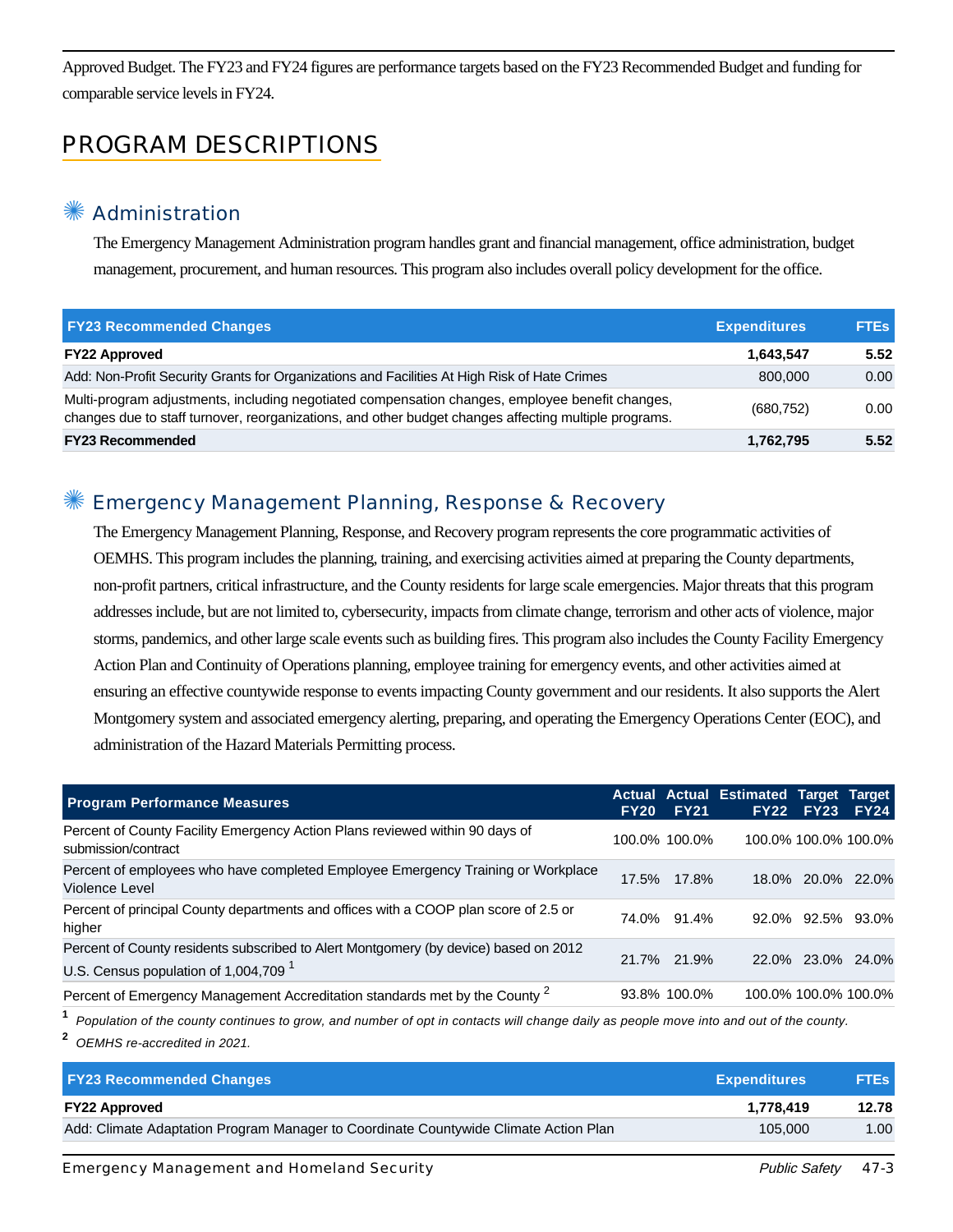Approved Budget. The FY23 and FY24 figures are performance targets based on the FY23 Recommended Budget and funding for comparable service levels in FY24.

## PROGRAM DESCRIPTIONS

### Administration

The Emergency Management Administration program handles grant and financial management, office administration, budget management, procurement, and human resources. This program also includes overall policy development for the office.

| FY23 Recommended Changes | Expenditures | FTEs |
|---|---|---|
| **FY22 Approved** | **1,643,547** | **5.52** |
| Add: Non-Profit Security Grants for Organizations and Facilities At High Risk of Hate Crimes | 800,000 | 0.00 |
| Multi-program adjustments, including negotiated compensation changes, employee benefit changes, changes due to staff turnover, reorganizations, and other budget changes affecting multiple programs. | (680,752) | 0.00 |
| **FY23 Recommended** | **1,762,795** | **5.52** |

### Emergency Management Planning, Response & Recovery

The Emergency Management Planning, Response, and Recovery program represents the core programmatic activities of OEMHS. This program includes the planning, training, and exercising activities aimed at preparing the County departments, non-profit partners, critical infrastructure, and the County residents for large scale emergencies. Major threats that this program addresses include, but are not limited to, cybersecurity, impacts from climate change, terrorism and other acts of violence, major storms, pandemics, and other large scale events such as building fires. This program also includes the County Facility Emergency Action Plan and Continuity of Operations planning, employee training for emergency events, and other activities aimed at ensuring an effective countywide response to events impacting County government and our residents. It also supports the Alert Montgomery system and associated emergency alerting, preparing, and operating the Emergency Operations Center (EOC), and administration of the Hazard Materials Permitting process.

| Program Performance Measures | Actual FY20 | Actual FY21 | Estimated FY22 | Target FY23 | Target FY24 |
|---|---|---|---|---|---|
| Percent of County Facility Emergency Action Plans reviewed within 90 days of submission/contract | 100.0% | 100.0% | 100.0% | 100.0% | 100.0% |
| Percent of employees who have completed Employee Emergency Training or Workplace Violence Level | 17.5% | 17.8% | 18.0% | 20.0% | 22.0% |
| Percent of principal County departments and offices with a COOP plan score of 2.5 or higher | 74.0% | 91.4% | 92.0% | 92.5% | 93.0% |
| Percent of County residents subscribed to Alert Montgomery (by device) based on 2012 U.S. Census population of 1,004,709 [1] | 21.7% | 21.9% | 22.0% | 23.0% | 24.0% |
| Percent of Emergency Management Accreditation standards met by the County [2] | 93.8% | 100.0% | 100.0% | 100.0% | 100.0% |

[1] *Population of the county continues to grow, and number of opt in contacts will change daily as people move into and out of the county.*

[2] *OEMHS re-accredited in 2021.*

| FY23 Recommended Changes | Expenditures | FTEs |
|---|---|---|
| **FY22 Approved** | **1,778,419** | **12.78** |
| Add: Climate Adaptation Program Manager to Coordinate Countywide Climate Action Plan | 105,000 | 1.00 |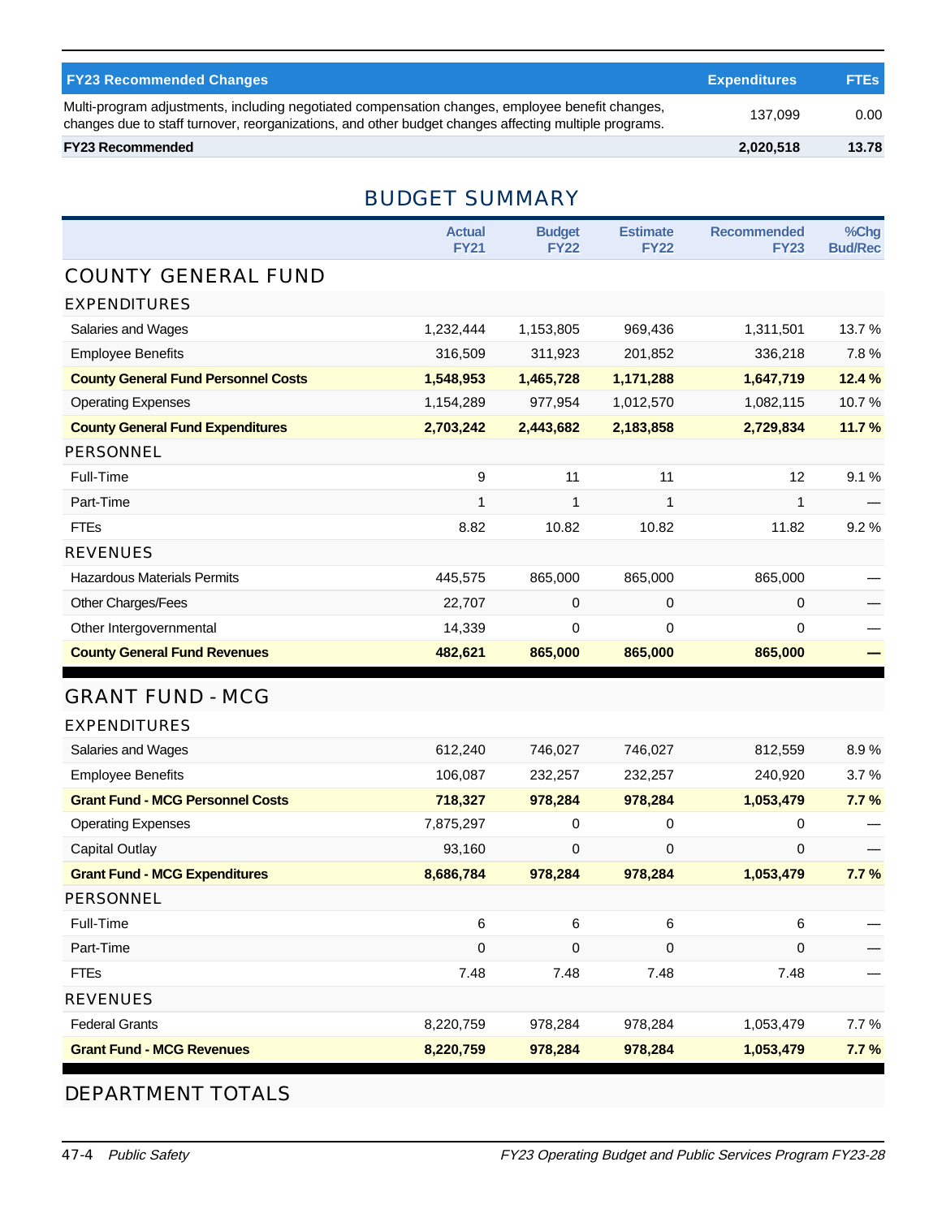| FY23 Recommended Changes | Expenditures | FTEs |
|---|---|---|
| Multi-program adjustments, including negotiated compensation changes, employee benefit changes, changes due to staff turnover, reorganizations, and other budget changes affecting multiple programs. | 137,099 | 0.00 |
| **FY23 Recommended** | **2,020,518** | **13.78** |

## BUDGET SUMMARY

| | Actual FY21 | Budget FY22 | Estimate FY22 | Recommended FY23 | %Chg Bud/Rec |
|---|---|---|---|---|---|
| **COUNTY GENERAL FUND** | | | | | |
| **EXPENDITURES** | | | | | |
| Salaries and Wages | 1,232,444 | 1,153,805 | 969,436 | 1,311,501 | 13.7 % |
| Employee Benefits | 316,509 | 311,923 | 201,852 | 336,218 | 7.8 % |
| **County General Fund Personnel Costs** | **1,548,953** | **1,465,728** | **1,171,288** | **1,647,719** | **12.4 %** |
| Operating Expenses | 1,154,289 | 977,954 | 1,012,570 | 1,082,115 | 10.7 % |
| **County General Fund Expenditures** | **2,703,242** | **2,443,682** | **2,183,858** | **2,729,834** | **11.7 %** |
| **PERSONNEL** | | | | | |
| Full-Time | 9 | 11 | 11 | 12 | 9.1 % |
| Part-Time | 1 | 1 | 1 | 1 | — |
| FTEs | 8.82 | 10.82 | 10.82 | 11.82 | 9.2 % |
| **REVENUES** | | | | | |
| Hazardous Materials Permits | 445,575 | 865,000 | 865,000 | 865,000 | — |
| Other Charges/Fees | 22,707 | 0 | 0 | 0 | — |
| Other Intergovernmental | 14,339 | 0 | 0 | 0 | — |
| **County General Fund Revenues** | **482,621** | **865,000** | **865,000** | **865,000** | **—** |
| **GRANT FUND - MCG** | | | | | |
| **EXPENDITURES** | | | | | |
| Salaries and Wages | 612,240 | 746,027 | 746,027 | 812,559 | 8.9 % |
| Employee Benefits | 106,087 | 232,257 | 232,257 | 240,920 | 3.7 % |
| **Grant Fund - MCG Personnel Costs** | **718,327** | **978,284** | **978,284** | **1,053,479** | **7.7 %** |
| Operating Expenses | 7,875,297 | 0 | 0 | 0 | — |
| Capital Outlay | 93,160 | 0 | 0 | 0 | — |
| **Grant Fund - MCG Expenditures** | **8,686,784** | **978,284** | **978,284** | **1,053,479** | **7.7 %** |
| **PERSONNEL** | | | | | |
| Full-Time | 6 | 6 | 6 | 6 | — |
| Part-Time | 0 | 0 | 0 | 0 | — |
| FTEs | 7.48 | 7.48 | 7.48 | 7.48 | — |
| **REVENUES** | | | | | |
| Federal Grants | 8,220,759 | 978,284 | 978,284 | 1,053,479 | 7.7 % |
| **Grant Fund - MCG Revenues** | **8,220,759** | **978,284** | **978,284** | **1,053,479** | **7.7 %** |

## DEPARTMENT TOTALS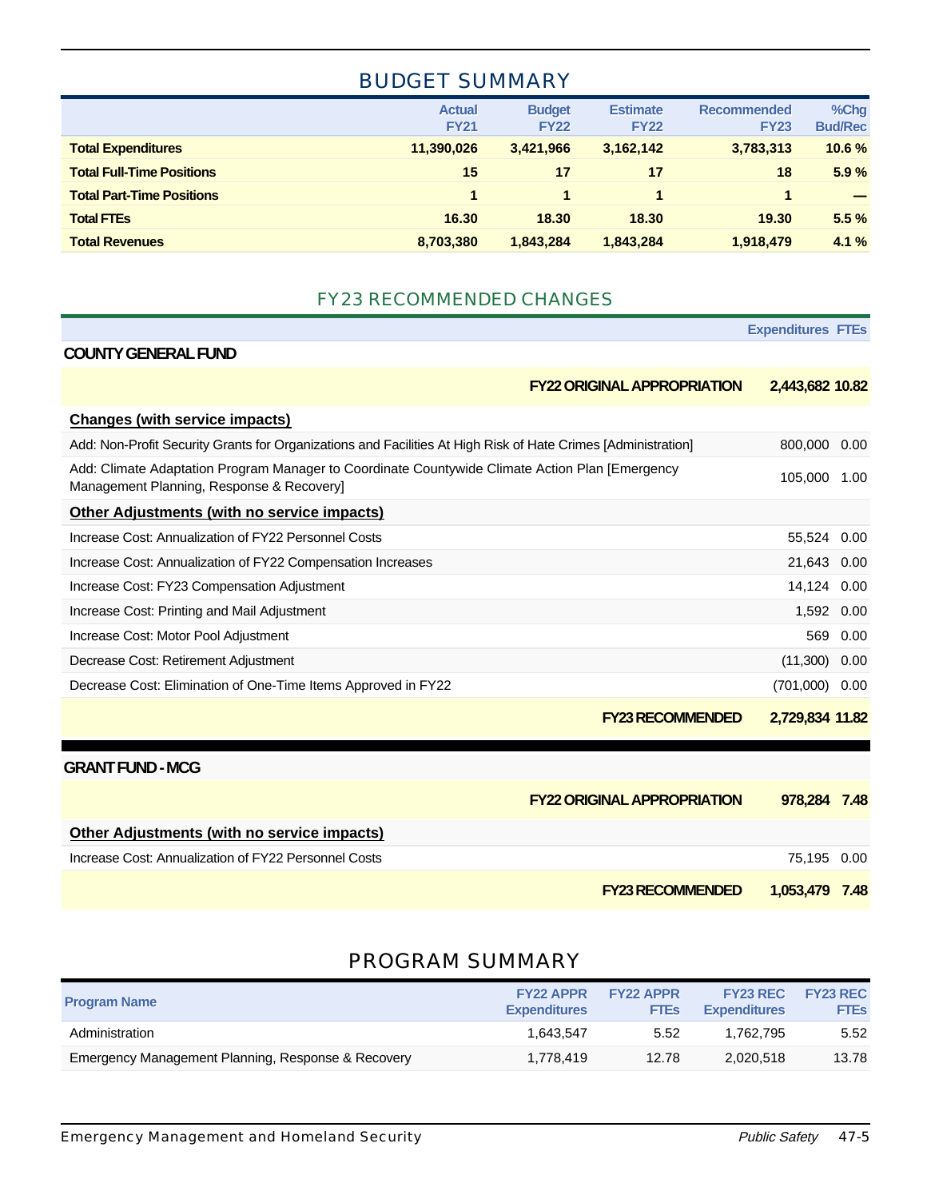## BUDGET SUMMARY

| | Actual FY21 | Budget FY22 | Estimate FY22 | Recommended FY23 | %Chg Bud/Rec |
|---|---|---|---|---|---|
| **Total Expenditures** | **11,390,026** | **3,421,966** | **3,162,142** | **3,783,313** | **10.6 %** |
| **Total Full-Time Positions** | **15** | **17** | **17** | **18** | **5.9 %** |
| **Total Part-Time Positions** | **1** | **1** | **1** | **1** | **—** |
| **Total FTEs** | **16.30** | **18.30** | **18.30** | **19.30** | **5.5 %** |
| **Total Revenues** | **8,703,380** | **1,843,284** | **1,843,284** | **1,918,479** | **4.1 %** |

## FY23 RECOMMENDED CHANGES

| | Expenditures | FTEs |
|---|---|---|
| **COUNTY GENERAL FUND** | | |
| **FY22 ORIGINAL APPROPRIATION** | **2,443,682** | **10.82** |
| **Changes (with service impacts)** | | |
| Add: Non-Profit Security Grants for Organizations and Facilities At High Risk of Hate Crimes [Administration] | 800,000 | 0.00 |
| Add: Climate Adaptation Program Manager to Coordinate Countywide Climate Action Plan [Emergency Management Planning, Response & Recovery] | 105,000 | 1.00 |
| **Other Adjustments (with no service impacts)** | | |
| Increase Cost: Annualization of FY22 Personnel Costs | 55,524 | 0.00 |
| Increase Cost: Annualization of FY22 Compensation Increases | 21,643 | 0.00 |
| Increase Cost: FY23 Compensation Adjustment | 14,124 | 0.00 |
| Increase Cost: Printing and Mail Adjustment | 1,592 | 0.00 |
| Increase Cost: Motor Pool Adjustment | 569 | 0.00 |
| Decrease Cost: Retirement Adjustment | (11,300) | 0.00 |
| Decrease Cost: Elimination of One-Time Items Approved in FY22 | (701,000) | 0.00 |
| **FY23 RECOMMENDED** | **2,729,834** | **11.82** |
| **GRANT FUND - MCG** | | |
| **FY22 ORIGINAL APPROPRIATION** | **978,284** | **7.48** |
| **Other Adjustments (with no service impacts)** | | |
| Increase Cost: Annualization of FY22 Personnel Costs | 75,195 | 0.00 |
| **FY23 RECOMMENDED** | **1,053,479** | **7.48** |

## PROGRAM SUMMARY

| Program Name | FY22 APPR Expenditures | FY22 APPR FTEs | FY23 REC Expenditures | FY23 REC FTEs |
|---|---|---|---|---|
| Administration | 1,643,547 | 5.52 | 1,762,795 | 5.52 |
| Emergency Management Planning, Response & Recovery | 1,778,419 | 12.78 | 2,020,518 | 13.78 |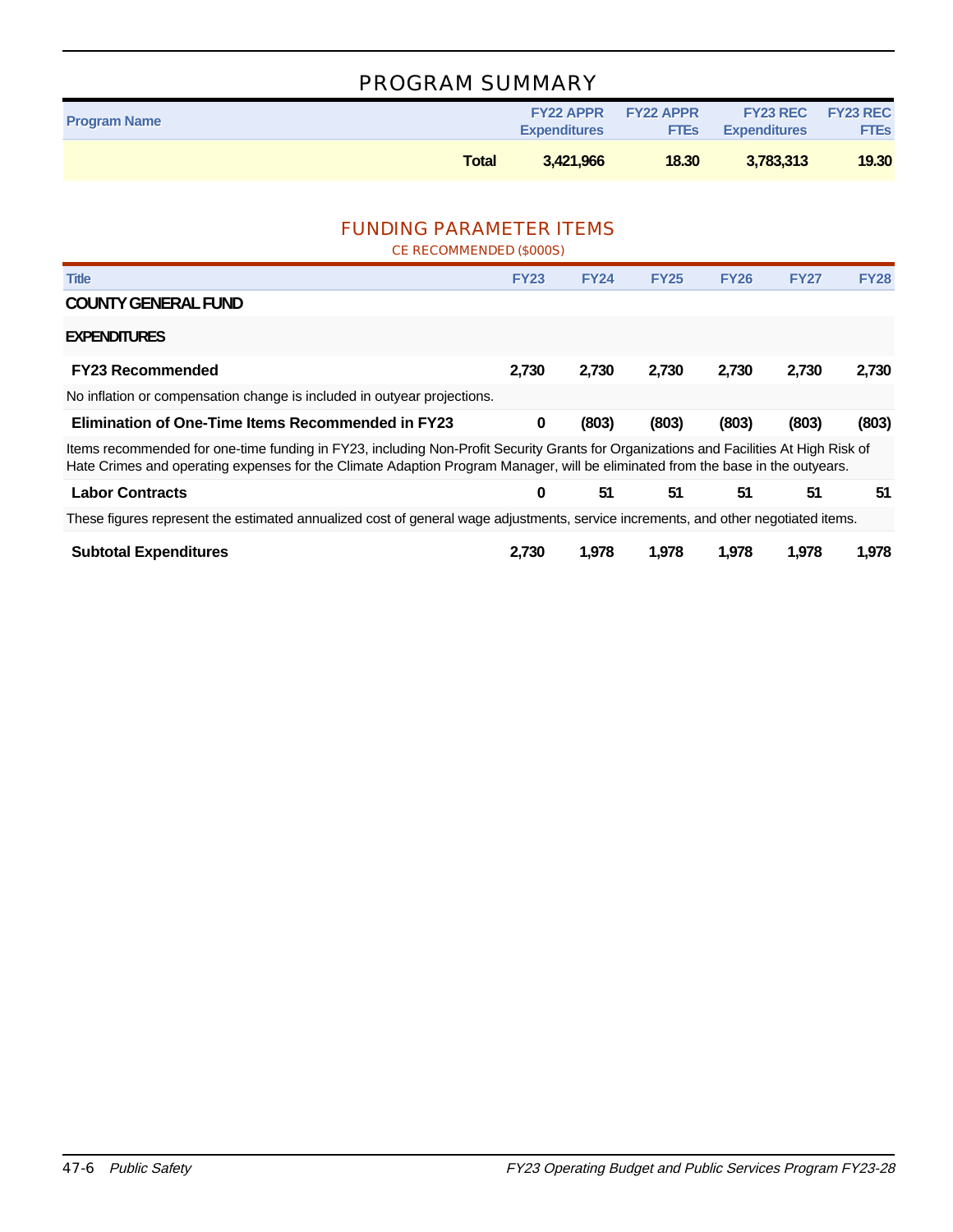## PROGRAM SUMMARY

| Program Name | FY22 APPR Expenditures | FY22 APPR FTEs | FY23 REC Expenditures | FY23 REC FTEs |
|---|---|---|---|---|
| **Total** | **3,421,966** | **18.30** | **3,783,313** | **19.30** |

## FUNDING PARAMETER ITEMS

CE RECOMMENDED ($000S)

| Title | FY23 | FY24 | FY25 | FY26 | FY27 | FY28 |
|---|---|---|---|---|---|---|
| **COUNTY GENERAL FUND** | | | | | | |
| **EXPENDITURES** | | | | | | |
| **FY23 Recommended** | **2,730** | **2,730** | **2,730** | **2,730** | **2,730** | **2,730** |
| No inflation or compensation change is included in outyear projections. | | | | | | |
| **Elimination of One-Time Items Recommended in FY23** | **0** | **(803)** | **(803)** | **(803)** | **(803)** | **(803)** |
| Items recommended for one-time funding in FY23, including Non-Profit Security Grants for Organizations and Facilities At High Risk of Hate Crimes and operating expenses for the Climate Adaption Program Manager, will be eliminated from the base in the outyears. | | | | | | |
| **Labor Contracts** | **0** | **51** | **51** | **51** | **51** | **51** |
| These figures represent the estimated annualized cost of general wage adjustments, service increments, and other negotiated items. | | | | | | |
| **Subtotal Expenditures** | **2,730** | **1,978** | **1,978** | **1,978** | **1,978** | **1,978** |